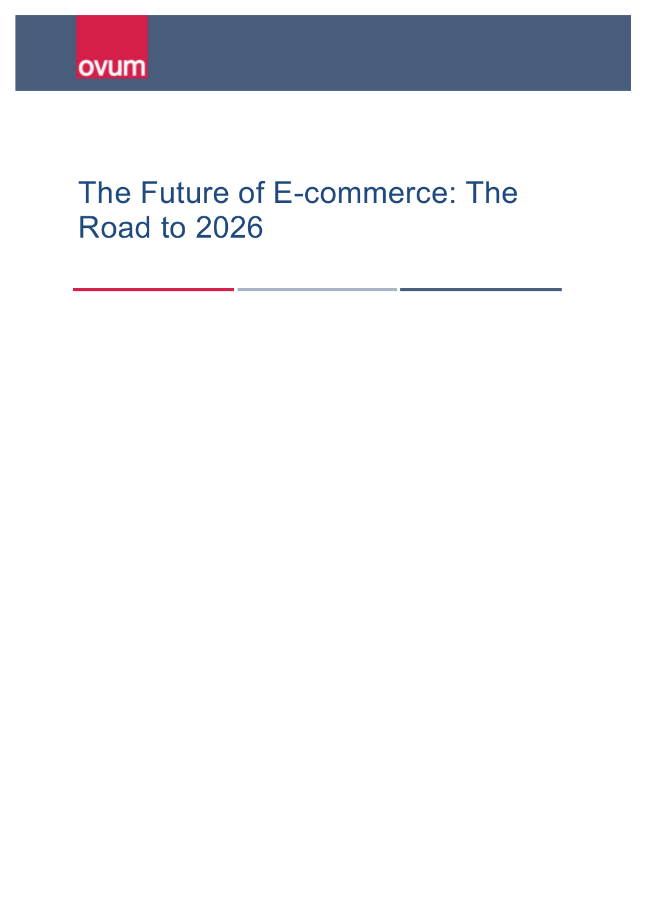ovum

# The Future of E-commerce: The Road to 2026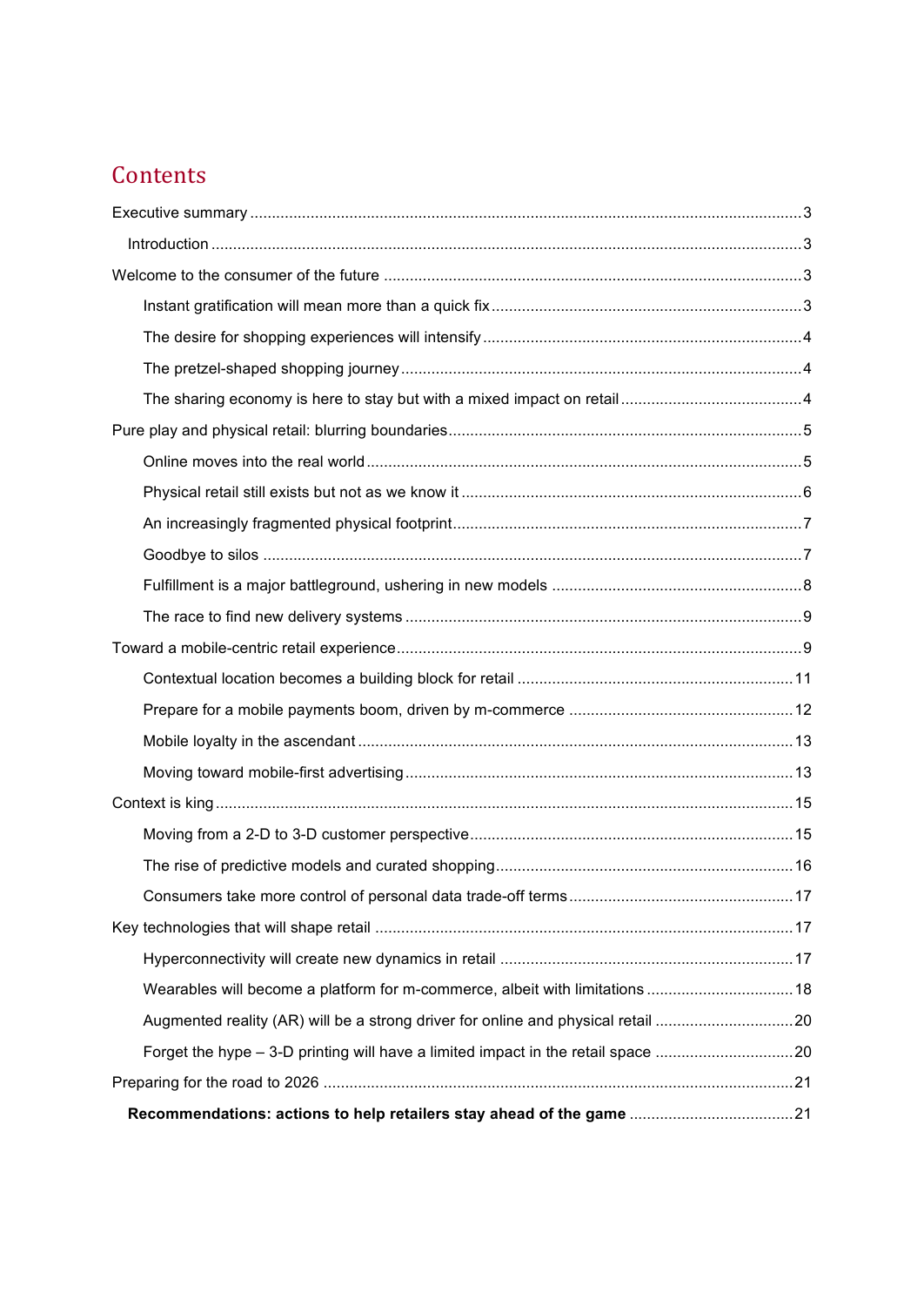# Contents

Executive summary .......... 3

  Introduction .......... 3

Welcome to the consumer of the future .......... 3

    Instant gratification will mean more than a quick fix .......... 3

    The desire for shopping experiences will intensify .......... 4

    The pretzel-shaped shopping journey .......... 4

    The sharing economy is here to stay but with a mixed impact on retail .......... 4

Pure play and physical retail: blurring boundaries .......... 5

    Online moves into the real world .......... 5

    Physical retail still exists but not as we know it .......... 6

    An increasingly fragmented physical footprint .......... 7

    Goodbye to silos .......... 7

    Fulfillment is a major battleground, ushering in new models .......... 8

    The race to find new delivery systems .......... 9

Toward a mobile-centric retail experience .......... 9

    Contextual location becomes a building block for retail .......... 11

    Prepare for a mobile payments boom, driven by m-commerce .......... 12

    Mobile loyalty in the ascendant .......... 13

    Moving toward mobile-first advertising .......... 13

Context is king .......... 15

    Moving from a 2-D to 3-D customer perspective .......... 15

    The rise of predictive models and curated shopping .......... 16

    Consumers take more control of personal data trade-off terms .......... 17

Key technologies that will shape retail .......... 17

    Hyperconnectivity will create new dynamics in retail .......... 17

    Wearables will become a platform for m-commerce, albeit with limitations .......... 18

    Augmented reality (AR) will be a strong driver for online and physical retail .......... 20

    Forget the hype – 3-D printing will have a limited impact in the retail space .......... 20

Preparing for the road to 2026 .......... 21

  **Recommendations: actions to help retailers stay ahead of the game** .......... 21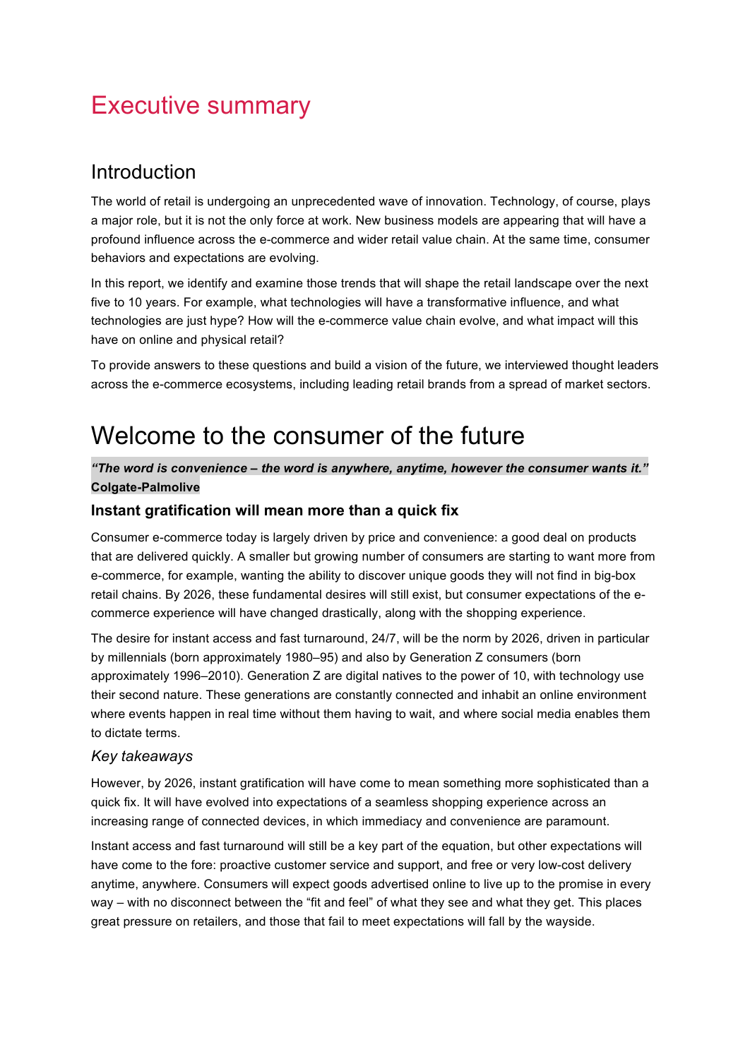# Executive summary

## Introduction

The world of retail is undergoing an unprecedented wave of innovation. Technology, of course, plays a major role, but it is not the only force at work. New business models are appearing that will have a profound influence across the e-commerce and wider retail value chain. At the same time, consumer behaviors and expectations are evolving.

In this report, we identify and examine those trends that will shape the retail landscape over the next five to 10 years. For example, what technologies will have a transformative influence, and what technologies are just hype? How will the e-commerce value chain evolve, and what impact will this have on online and physical retail?

To provide answers to these questions and build a vision of the future, we interviewed thought leaders across the e-commerce ecosystems, including leading retail brands from a spread of market sectors.

# Welcome to the consumer of the future

***"The word is convenience – the word is anywhere, anytime, however the consumer wants it."***
**Colgate-Palmolive**

### Instant gratification will mean more than a quick fix

Consumer e-commerce today is largely driven by price and convenience: a good deal on products that are delivered quickly. A smaller but growing number of consumers are starting to want more from e-commerce, for example, wanting the ability to discover unique goods they will not find in big-box retail chains. By 2026, these fundamental desires will still exist, but consumer expectations of the e-commerce experience will have changed drastically, along with the shopping experience.

The desire for instant access and fast turnaround, 24/7, will be the norm by 2026, driven in particular by millennials (born approximately 1980–95) and also by Generation Z consumers (born approximately 1996–2010). Generation Z are digital natives to the power of 10, with technology use their second nature. These generations are constantly connected and inhabit an online environment where events happen in real time without them having to wait, and where social media enables them to dictate terms.

### *Key takeaways*

However, by 2026, instant gratification will have come to mean something more sophisticated than a quick fix. It will have evolved into expectations of a seamless shopping experience across an increasing range of connected devices, in which immediacy and convenience are paramount.

Instant access and fast turnaround will still be a key part of the equation, but other expectations will have come to the fore: proactive customer service and support, and free or very low-cost delivery anytime, anywhere. Consumers will expect goods advertised online to live up to the promise in every way – with no disconnect between the "fit and feel" of what they see and what they get. This places great pressure on retailers, and those that fail to meet expectations will fall by the wayside.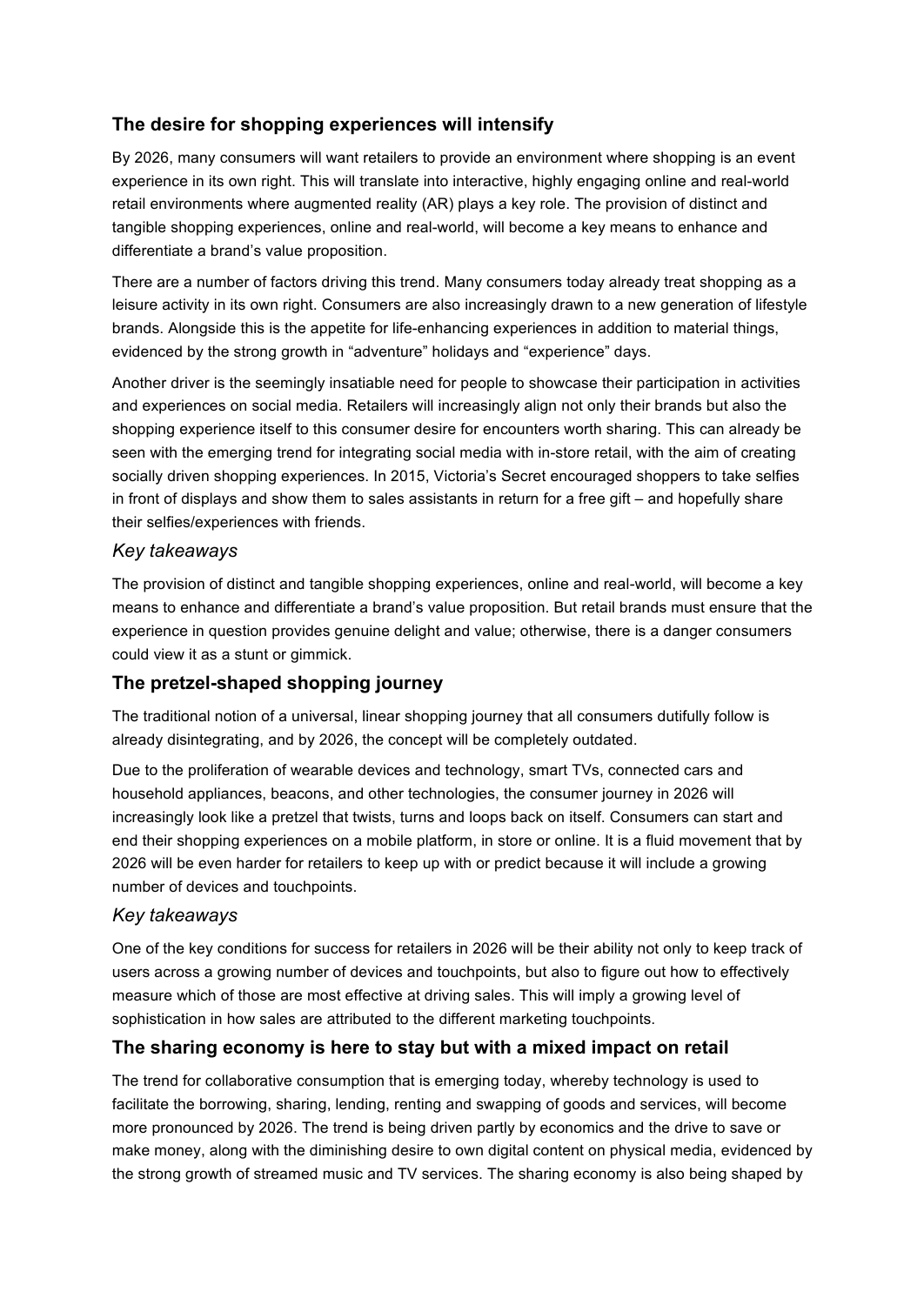## The desire for shopping experiences will intensify

By 2026, many consumers will want retailers to provide an environment where shopping is an event experience in its own right. This will translate into interactive, highly engaging online and real-world retail environments where augmented reality (AR) plays a key role. The provision of distinct and tangible shopping experiences, online and real-world, will become a key means to enhance and differentiate a brand's value proposition.

There are a number of factors driving this trend. Many consumers today already treat shopping as a leisure activity in its own right. Consumers are also increasingly drawn to a new generation of lifestyle brands. Alongside this is the appetite for life-enhancing experiences in addition to material things, evidenced by the strong growth in "adventure" holidays and "experience" days.

Another driver is the seemingly insatiable need for people to showcase their participation in activities and experiences on social media. Retailers will increasingly align not only their brands but also the shopping experience itself to this consumer desire for encounters worth sharing. This can already be seen with the emerging trend for integrating social media with in-store retail, with the aim of creating socially driven shopping experiences. In 2015, Victoria's Secret encouraged shoppers to take selfies in front of displays and show them to sales assistants in return for a free gift – and hopefully share their selfies/experiences with friends.

### *Key takeaways*

The provision of distinct and tangible shopping experiences, online and real-world, will become a key means to enhance and differentiate a brand's value proposition. But retail brands must ensure that the experience in question provides genuine delight and value; otherwise, there is a danger consumers could view it as a stunt or gimmick.

## The pretzel-shaped shopping journey

The traditional notion of a universal, linear shopping journey that all consumers dutifully follow is already disintegrating, and by 2026, the concept will be completely outdated.

Due to the proliferation of wearable devices and technology, smart TVs, connected cars and household appliances, beacons, and other technologies, the consumer journey in 2026 will increasingly look like a pretzel that twists, turns and loops back on itself. Consumers can start and end their shopping experiences on a mobile platform, in store or online. It is a fluid movement that by 2026 will be even harder for retailers to keep up with or predict because it will include a growing number of devices and touchpoints.

### *Key takeaways*

One of the key conditions for success for retailers in 2026 will be their ability not only to keep track of users across a growing number of devices and touchpoints, but also to figure out how to effectively measure which of those are most effective at driving sales. This will imply a growing level of sophistication in how sales are attributed to the different marketing touchpoints.

## The sharing economy is here to stay but with a mixed impact on retail

The trend for collaborative consumption that is emerging today, whereby technology is used to facilitate the borrowing, sharing, lending, renting and swapping of goods and services, will become more pronounced by 2026. The trend is being driven partly by economics and the drive to save or make money, along with the diminishing desire to own digital content on physical media, evidenced by the strong growth of streamed music and TV services. The sharing economy is also being shaped by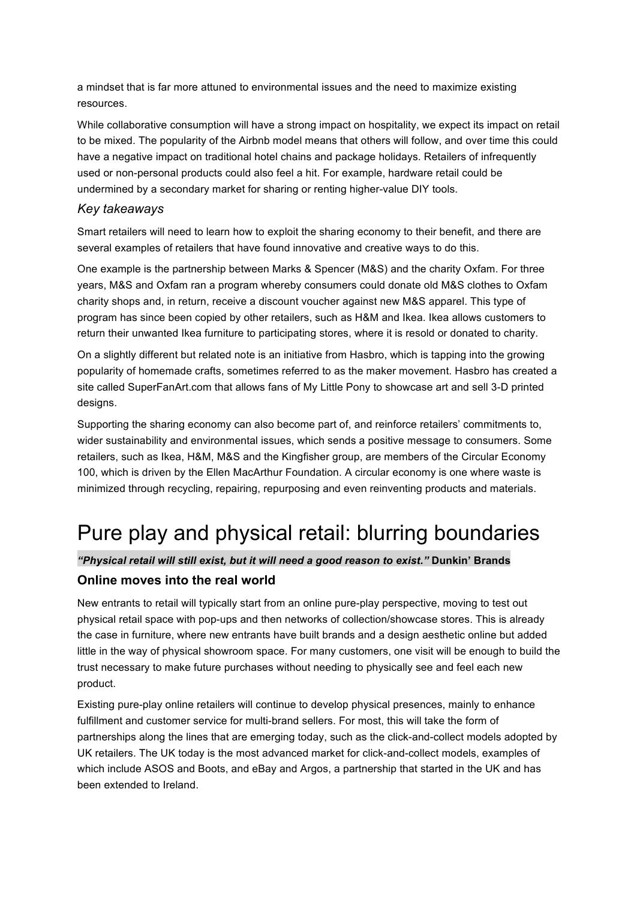a mindset that is far more attuned to environmental issues and the need to maximize existing resources.

While collaborative consumption will have a strong impact on hospitality, we expect its impact on retail to be mixed. The popularity of the Airbnb model means that others will follow, and over time this could have a negative impact on traditional hotel chains and package holidays. Retailers of infrequently used or non-personal products could also feel a hit. For example, hardware retail could be undermined by a secondary market for sharing or renting higher-value DIY tools.

### *Key takeaways*

Smart retailers will need to learn how to exploit the sharing economy to their benefit, and there are several examples of retailers that have found innovative and creative ways to do this.

One example is the partnership between Marks & Spencer (M&S) and the charity Oxfam. For three years, M&S and Oxfam ran a program whereby consumers could donate old M&S clothes to Oxfam charity shops and, in return, receive a discount voucher against new M&S apparel. This type of program has since been copied by other retailers, such as H&M and Ikea. Ikea allows customers to return their unwanted Ikea furniture to participating stores, where it is resold or donated to charity.

On a slightly different but related note is an initiative from Hasbro, which is tapping into the growing popularity of homemade crafts, sometimes referred to as the maker movement. Hasbro has created a site called SuperFanArt.com that allows fans of My Little Pony to showcase art and sell 3-D printed designs.

Supporting the sharing economy can also become part of, and reinforce retailers' commitments to, wider sustainability and environmental issues, which sends a positive message to consumers. Some retailers, such as Ikea, H&M, M&S and the Kingfisher group, are members of the Circular Economy 100, which is driven by the Ellen MacArthur Foundation. A circular economy is one where waste is minimized through recycling, repairing, repurposing and even reinventing products and materials.

# Pure play and physical retail: blurring boundaries

***"Physical retail will still exist, but it will need a good reason to exist."*** **Dunkin' Brands**

### Online moves into the real world

New entrants to retail will typically start from an online pure-play perspective, moving to test out physical retail space with pop-ups and then networks of collection/showcase stores. This is already the case in furniture, where new entrants have built brands and a design aesthetic online but added little in the way of physical showroom space. For many customers, one visit will be enough to build the trust necessary to make future purchases without needing to physically see and feel each new product.

Existing pure-play online retailers will continue to develop physical presences, mainly to enhance fulfillment and customer service for multi-brand sellers. For most, this will take the form of partnerships along the lines that are emerging today, such as the click-and-collect models adopted by UK retailers. The UK today is the most advanced market for click-and-collect models, examples of which include ASOS and Boots, and eBay and Argos, a partnership that started in the UK and has been extended to Ireland.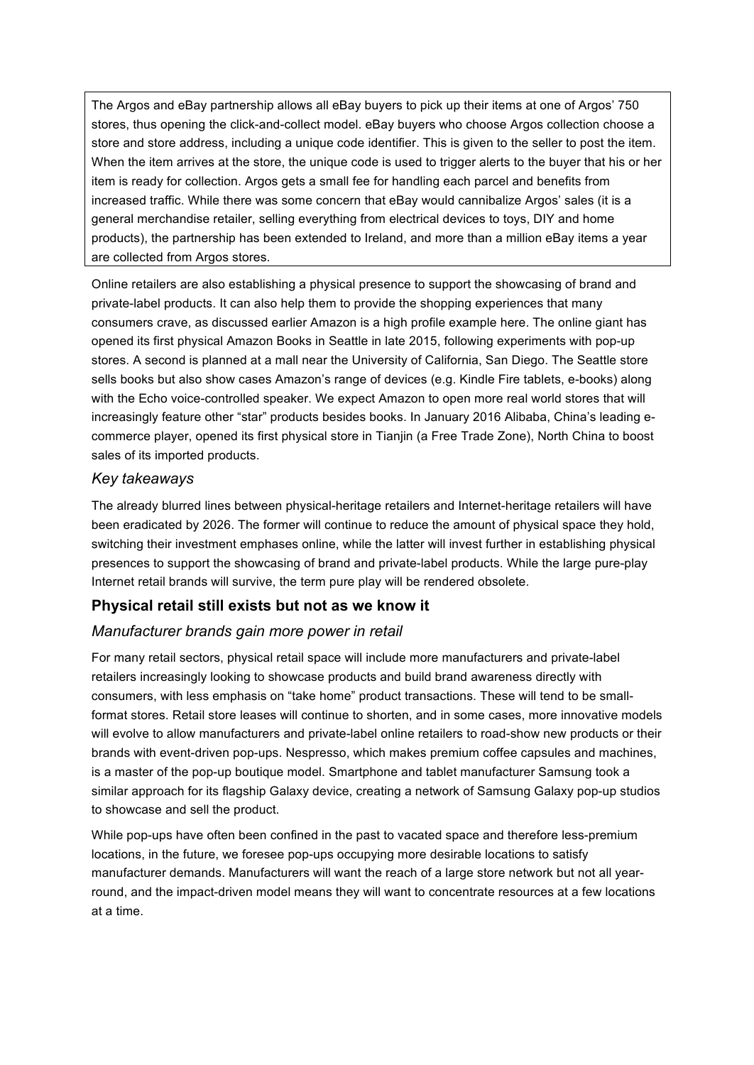The Argos and eBay partnership allows all eBay buyers to pick up their items at one of Argos' 750 stores, thus opening the click-and-collect model. eBay buyers who choose Argos collection choose a store and store address, including a unique code identifier. This is given to the seller to post the item. When the item arrives at the store, the unique code is used to trigger alerts to the buyer that his or her item is ready for collection. Argos gets a small fee for handling each parcel and benefits from increased traffic. While there was some concern that eBay would cannibalize Argos' sales (it is a general merchandise retailer, selling everything from electrical devices to toys, DIY and home products), the partnership has been extended to Ireland, and more than a million eBay items a year are collected from Argos stores.

Online retailers are also establishing a physical presence to support the showcasing of brand and private-label products. It can also help them to provide the shopping experiences that many consumers crave, as discussed earlier Amazon is a high profile example here. The online giant has opened its first physical Amazon Books in Seattle in late 2015, following experiments with pop-up stores. A second is planned at a mall near the University of California, San Diego. The Seattle store sells books but also show cases Amazon's range of devices (e.g. Kindle Fire tablets, e-books) along with the Echo voice-controlled speaker. We expect Amazon to open more real world stores that will increasingly feature other "star" products besides books. In January 2016 Alibaba, China's leading e-commerce player, opened its first physical store in Tianjin (a Free Trade Zone), North China to boost sales of its imported products.

### *Key takeaways*

The already blurred lines between physical-heritage retailers and Internet-heritage retailers will have been eradicated by 2026. The former will continue to reduce the amount of physical space they hold, switching their investment emphases online, while the latter will invest further in establishing physical presences to support the showcasing of brand and private-label products. While the large pure-play Internet retail brands will survive, the term pure play will be rendered obsolete.

## **Physical retail still exists but not as we know it**

### *Manufacturer brands gain more power in retail*

For many retail sectors, physical retail space will include more manufacturers and private-label retailers increasingly looking to showcase products and build brand awareness directly with consumers, with less emphasis on "take home" product transactions. These will tend to be small-format stores. Retail store leases will continue to shorten, and in some cases, more innovative models will evolve to allow manufacturers and private-label online retailers to road-show new products or their brands with event-driven pop-ups. Nespresso, which makes premium coffee capsules and machines, is a master of the pop-up boutique model. Smartphone and tablet manufacturer Samsung took a similar approach for its flagship Galaxy device, creating a network of Samsung Galaxy pop-up studios to showcase and sell the product.

While pop-ups have often been confined in the past to vacated space and therefore less-premium locations, in the future, we foresee pop-ups occupying more desirable locations to satisfy manufacturer demands. Manufacturers will want the reach of a large store network but not all year-round, and the impact-driven model means they will want to concentrate resources at a few locations at a time.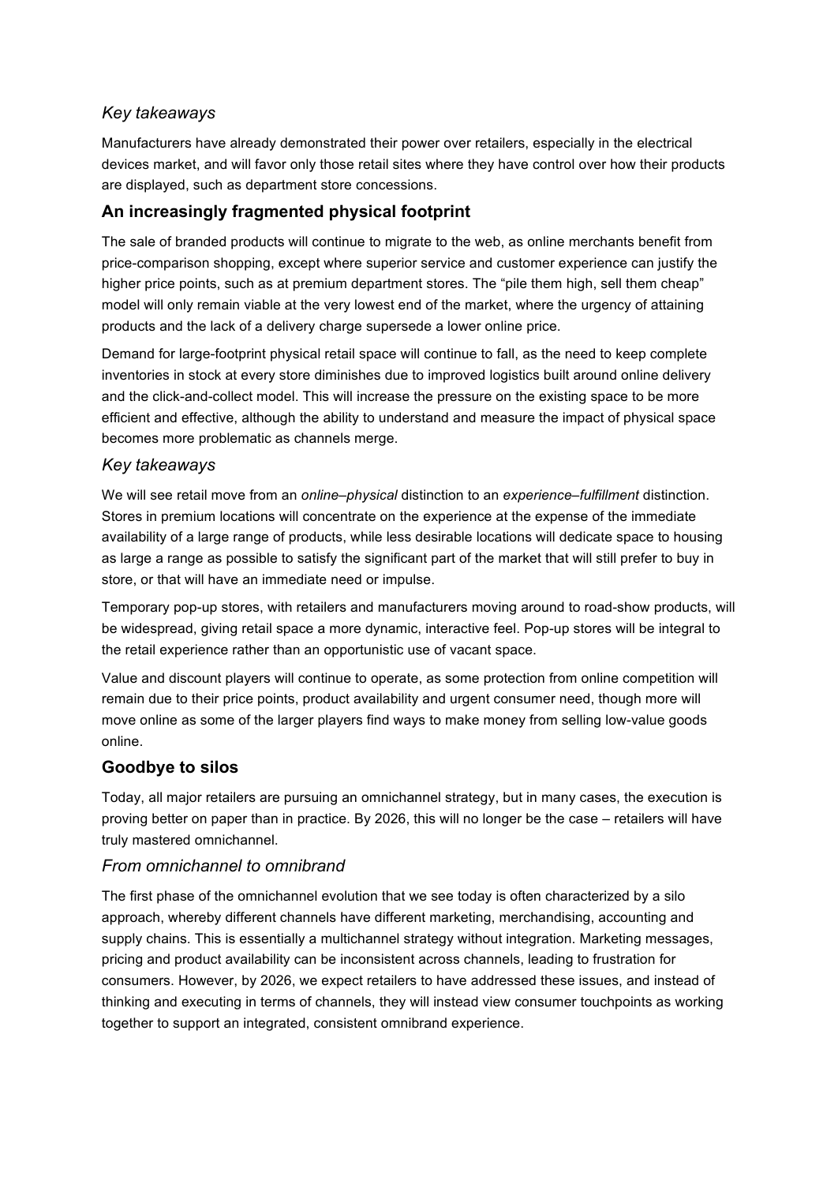### *Key takeaways*

Manufacturers have already demonstrated their power over retailers, especially in the electrical devices market, and will favor only those retail sites where they have control over how their products are displayed, such as department store concessions.

## An increasingly fragmented physical footprint

The sale of branded products will continue to migrate to the web, as online merchants benefit from price-comparison shopping, except where superior service and customer experience can justify the higher price points, such as at premium department stores. The "pile them high, sell them cheap" model will only remain viable at the very lowest end of the market, where the urgency of attaining products and the lack of a delivery charge supersede a lower online price.

Demand for large-footprint physical retail space will continue to fall, as the need to keep complete inventories in stock at every store diminishes due to improved logistics built around online delivery and the click-and-collect model. This will increase the pressure on the existing space to be more efficient and effective, although the ability to understand and measure the impact of physical space becomes more problematic as channels merge.

### *Key takeaways*

We will see retail move from an *online–physical* distinction to an *experience–fulfillment* distinction. Stores in premium locations will concentrate on the experience at the expense of the immediate availability of a large range of products, while less desirable locations will dedicate space to housing as large a range as possible to satisfy the significant part of the market that will still prefer to buy in store, or that will have an immediate need or impulse.

Temporary pop-up stores, with retailers and manufacturers moving around to road-show products, will be widespread, giving retail space a more dynamic, interactive feel. Pop-up stores will be integral to the retail experience rather than an opportunistic use of vacant space.

Value and discount players will continue to operate, as some protection from online competition will remain due to their price points, product availability and urgent consumer need, though more will move online as some of the larger players find ways to make money from selling low-value goods online.

## Goodbye to silos

Today, all major retailers are pursuing an omnichannel strategy, but in many cases, the execution is proving better on paper than in practice. By 2026, this will no longer be the case – retailers will have truly mastered omnichannel.

### *From omnichannel to omnibrand*

The first phase of the omnichannel evolution that we see today is often characterized by a silo approach, whereby different channels have different marketing, merchandising, accounting and supply chains. This is essentially a multichannel strategy without integration. Marketing messages, pricing and product availability can be inconsistent across channels, leading to frustration for consumers. However, by 2026, we expect retailers to have addressed these issues, and instead of thinking and executing in terms of channels, they will instead view consumer touchpoints as working together to support an integrated, consistent omnibrand experience.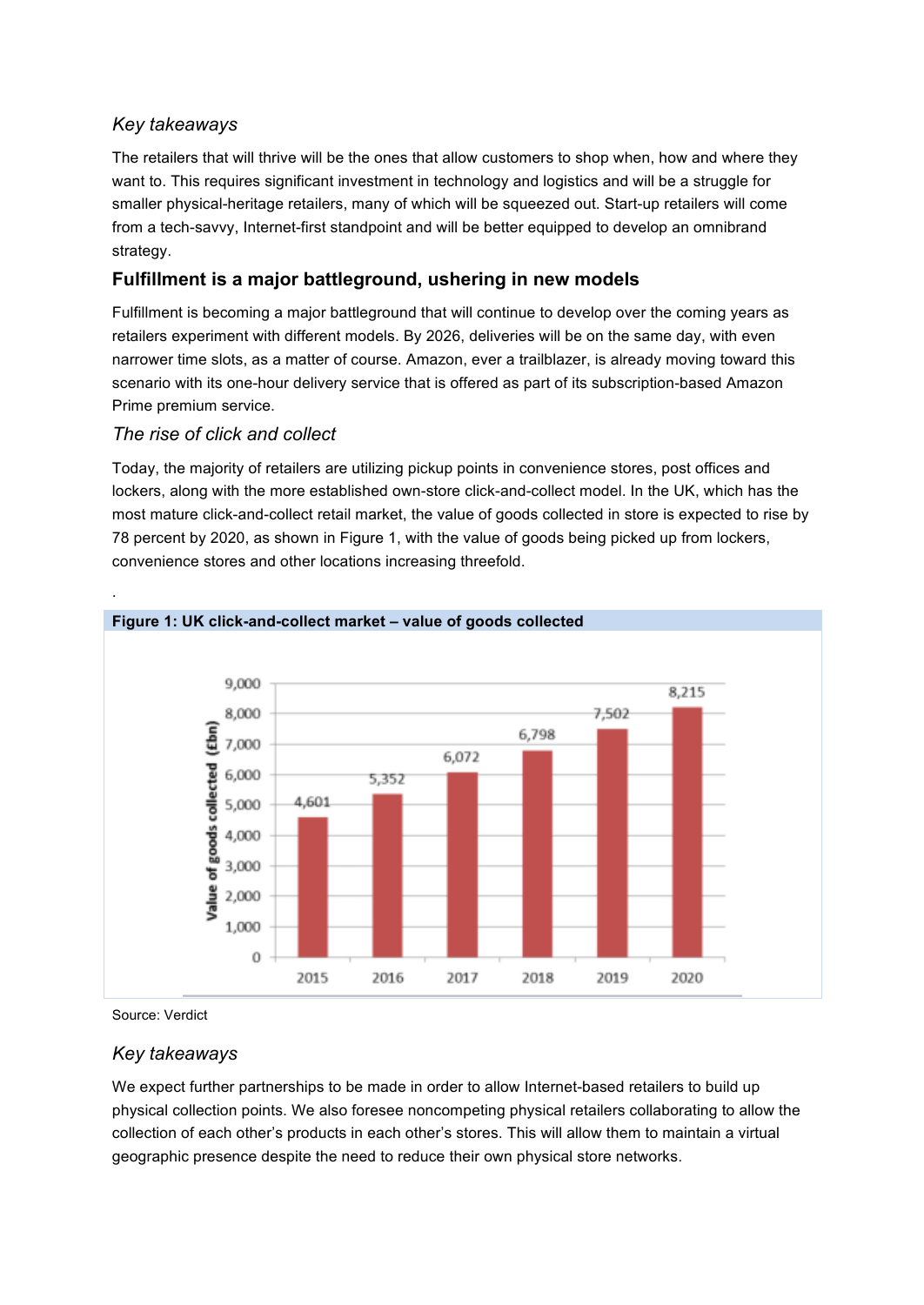*Key takeaways*

The retailers that will thrive will be the ones that allow customers to shop when, how and where they want to. This requires significant investment in technology and logistics and will be a struggle for smaller physical-heritage retailers, many of which will be squeezed out. Start-up retailers will come from a tech-savvy, Internet-first standpoint and will be better equipped to develop an omnibrand strategy.

## Fulfillment is a major battleground, ushering in new models

Fulfillment is becoming a major battleground that will continue to develop over the coming years as retailers experiment with different models. By 2026, deliveries will be on the same day, with even narrower time slots, as a matter of course. Amazon, ever a trailblazer, is already moving toward this scenario with its one-hour delivery service that is offered as part of its subscription-based Amazon Prime premium service.

### *The rise of click and collect*

Today, the majority of retailers are utilizing pickup points in convenience stores, post offices and lockers, along with the more established own-store click-and-collect model. In the UK, which has the most mature click-and-collect retail market, the value of goods collected in store is expected to rise by 78 percent by 2020, as shown in Figure 1, with the value of goods being picked up from lockers, convenience stores and other locations increasing threefold.

**Figure 1: UK click-and-collect market – value of goods collected**

| Year | Value of goods collected (£bn) |
|---|---|
| 2015 | 4,601 |
| 2016 | 5,352 |
| 2017 | 6,072 |
| 2018 | 6,798 |
| 2019 | 7,502 |
| 2020 | 8,215 |

Source: Verdict

*Key takeaways*

We expect further partnerships to be made in order to allow Internet-based retailers to build up physical collection points. We also foresee noncompeting physical retailers collaborating to allow the collection of each other's products in each other's stores. This will allow them to maintain a virtual geographic presence despite the need to reduce their own physical store networks.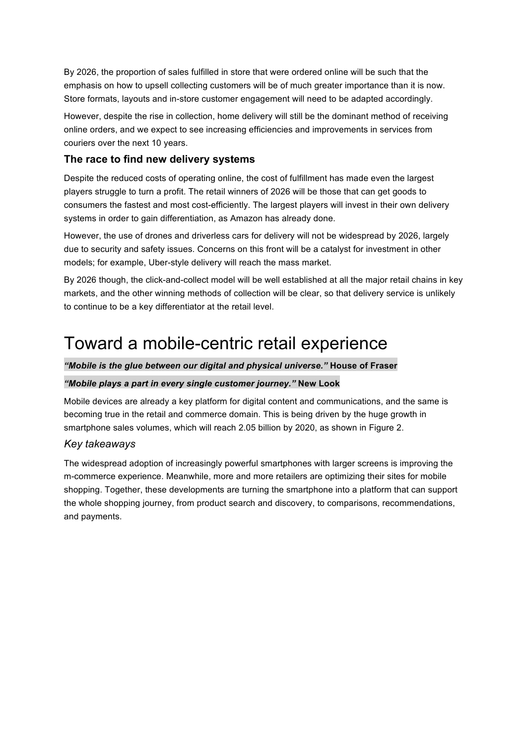By 2026, the proportion of sales fulfilled in store that were ordered online will be such that the emphasis on how to upsell collecting customers will be of much greater importance than it is now. Store formats, layouts and in-store customer engagement will need to be adapted accordingly.

However, despite the rise in collection, home delivery will still be the dominant method of receiving online orders, and we expect to see increasing efficiencies and improvements in services from couriers over the next 10 years.

### The race to find new delivery systems

Despite the reduced costs of operating online, the cost of fulfillment has made even the largest players struggle to turn a profit. The retail winners of 2026 will be those that can get goods to consumers the fastest and most cost-efficiently. The largest players will invest in their own delivery systems in order to gain differentiation, as Amazon has already done.

However, the use of drones and driverless cars for delivery will not be widespread by 2026, largely due to security and safety issues. Concerns on this front will be a catalyst for investment in other models; for example, Uber-style delivery will reach the mass market.

By 2026 though, the click-and-collect model will be well established at all the major retail chains in key markets, and the other winning methods of collection will be clear, so that delivery service is unlikely to continue to be a key differentiator at the retail level.

# Toward a mobile-centric retail experience

***"Mobile is the glue between our digital and physical universe."*** **House of Fraser**

***"Mobile plays a part in every single customer journey."*** **New Look**

Mobile devices are already a key platform for digital content and communications, and the same is becoming true in the retail and commerce domain. This is being driven by the huge growth in smartphone sales volumes, which will reach 2.05 billion by 2020, as shown in Figure 2.

### *Key takeaways*

The widespread adoption of increasingly powerful smartphones with larger screens is improving the m-commerce experience. Meanwhile, more and more retailers are optimizing their sites for mobile shopping. Together, these developments are turning the smartphone into a platform that can support the whole shopping journey, from product search and discovery, to comparisons, recommendations, and payments.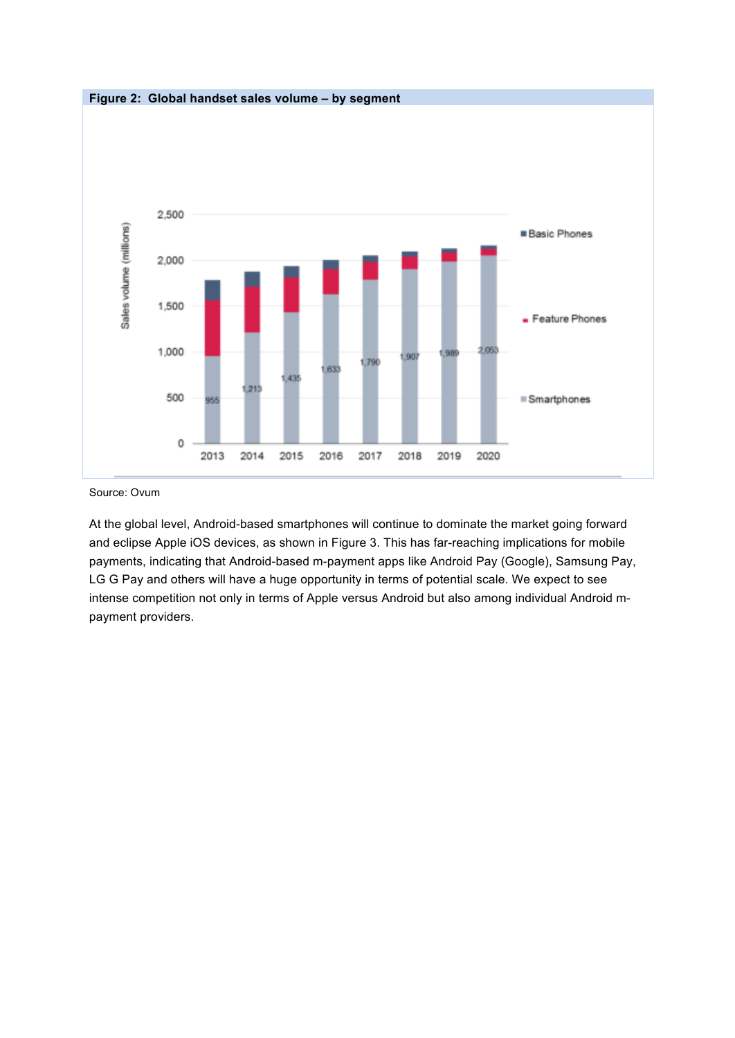**Figure 2: Global handset sales volume – by segment**

Source: Ovum

At the global level, Android-based smartphones will continue to dominate the market going forward and eclipse Apple iOS devices, as shown in Figure 3. This has far-reaching implications for mobile payments, indicating that Android-based m-payment apps like Android Pay (Google), Samsung Pay, LG G Pay and others will have a huge opportunity in terms of potential scale. We expect to see intense competition not only in terms of Apple versus Android but also among individual Android m-payment providers.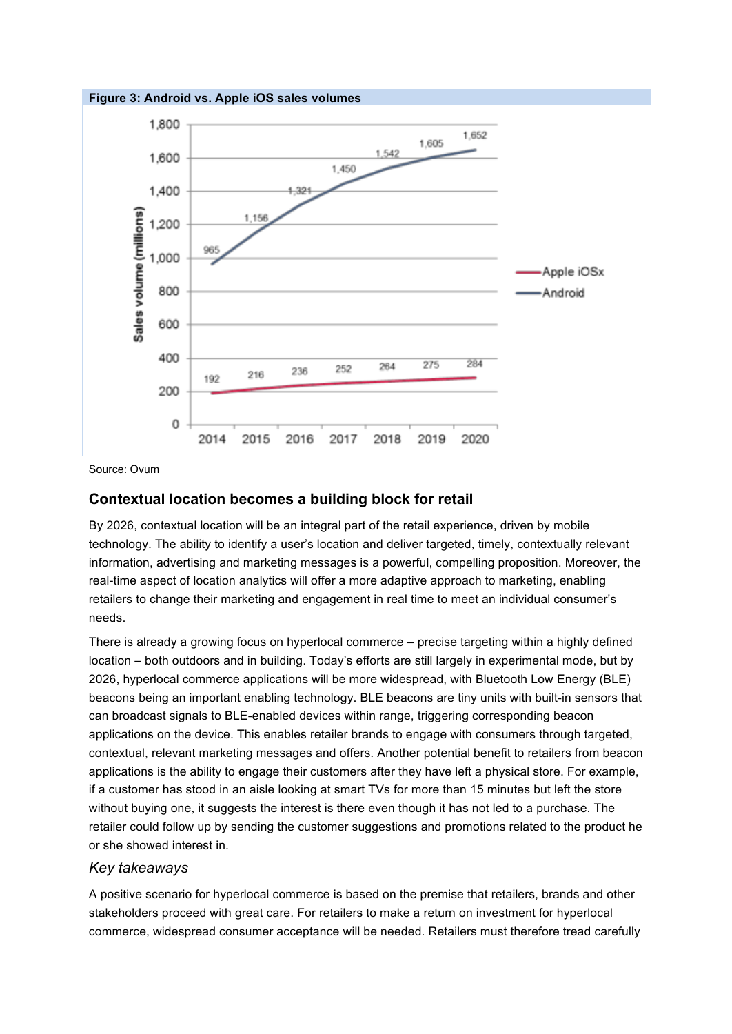**Figure 3: Android vs. Apple iOS sales volumes**

| Sales volume (millions) | 2014 | 2015 | 2016 | 2017 | 2018 | 2019 | 2020 |
|---|---|---|---|---|---|---|---|
| Apple iOSx | 192 | 216 | 236 | 252 | 264 | 275 | 284 |
| Android | 965 | 1,156 | 1,321 | 1,450 | 1,542 | 1,605 | 1,652 |

Source: Ovum

## Contextual location becomes a building block for retail

By 2026, contextual location will be an integral part of the retail experience, driven by mobile technology. The ability to identify a user's location and deliver targeted, timely, contextually relevant information, advertising and marketing messages is a powerful, compelling proposition. Moreover, the real-time aspect of location analytics will offer a more adaptive approach to marketing, enabling retailers to change their marketing and engagement in real time to meet an individual consumer's needs.

There is already a growing focus on hyperlocal commerce – precise targeting within a highly defined location – both outdoors and in building. Today's efforts are still largely in experimental mode, but by 2026, hyperlocal commerce applications will be more widespread, with Bluetooth Low Energy (BLE) beacons being an important enabling technology. BLE beacons are tiny units with built-in sensors that can broadcast signals to BLE-enabled devices within range, triggering corresponding beacon applications on the device. This enables retailer brands to engage with consumers through targeted, contextual, relevant marketing messages and offers. Another potential benefit to retailers from beacon applications is the ability to engage their customers after they have left a physical store. For example, if a customer has stood in an aisle looking at smart TVs for more than 15 minutes but left the store without buying one, it suggests the interest is there even though it has not led to a purchase. The retailer could follow up by sending the customer suggestions and promotions related to the product he or she showed interest in.

### *Key takeaways*

A positive scenario for hyperlocal commerce is based on the premise that retailers, brands and other stakeholders proceed with great care. For retailers to make a return on investment for hyperlocal commerce, widespread consumer acceptance will be needed. Retailers must therefore tread carefully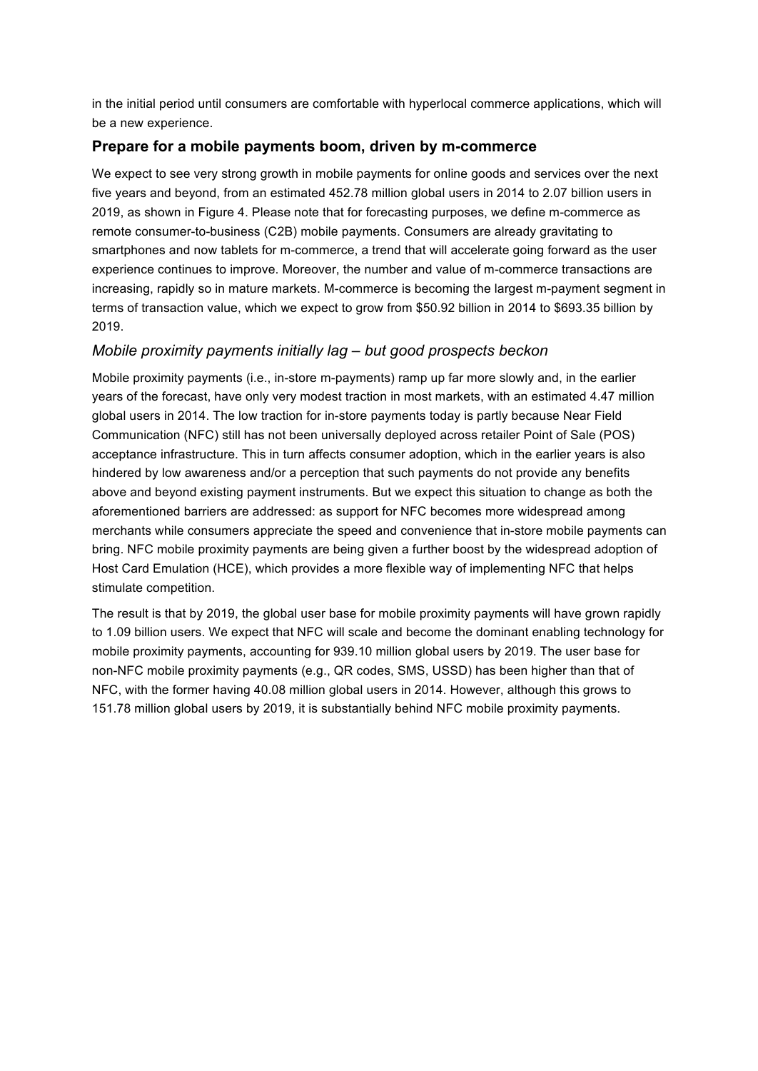in the initial period until consumers are comfortable with hyperlocal commerce applications, which will be a new experience.

## Prepare for a mobile payments boom, driven by m-commerce

We expect to see very strong growth in mobile payments for online goods and services over the next five years and beyond, from an estimated 452.78 million global users in 2014 to 2.07 billion users in 2019, as shown in Figure 4. Please note that for forecasting purposes, we define m-commerce as remote consumer-to-business (C2B) mobile payments. Consumers are already gravitating to smartphones and now tablets for m-commerce, a trend that will accelerate going forward as the user experience continues to improve. Moreover, the number and value of m-commerce transactions are increasing, rapidly so in mature markets. M-commerce is becoming the largest m-payment segment in terms of transaction value, which we expect to grow from $50.92 billion in 2014 to $693.35 billion by 2019.

### *Mobile proximity payments initially lag – but good prospects beckon*

Mobile proximity payments (i.e., in-store m-payments) ramp up far more slowly and, in the earlier years of the forecast, have only very modest traction in most markets, with an estimated 4.47 million global users in 2014. The low traction for in-store payments today is partly because Near Field Communication (NFC) still has not been universally deployed across retailer Point of Sale (POS) acceptance infrastructure. This in turn affects consumer adoption, which in the earlier years is also hindered by low awareness and/or a perception that such payments do not provide any benefits above and beyond existing payment instruments. But we expect this situation to change as both the aforementioned barriers are addressed: as support for NFC becomes more widespread among merchants while consumers appreciate the speed and convenience that in-store mobile payments can bring. NFC mobile proximity payments are being given a further boost by the widespread adoption of Host Card Emulation (HCE), which provides a more flexible way of implementing NFC that helps stimulate competition.

The result is that by 2019, the global user base for mobile proximity payments will have grown rapidly to 1.09 billion users. We expect that NFC will scale and become the dominant enabling technology for mobile proximity payments, accounting for 939.10 million global users by 2019. The user base for non-NFC mobile proximity payments (e.g., QR codes, SMS, USSD) has been higher than that of NFC, with the former having 40.08 million global users in 2014. However, although this grows to 151.78 million global users by 2019, it is substantially behind NFC mobile proximity payments.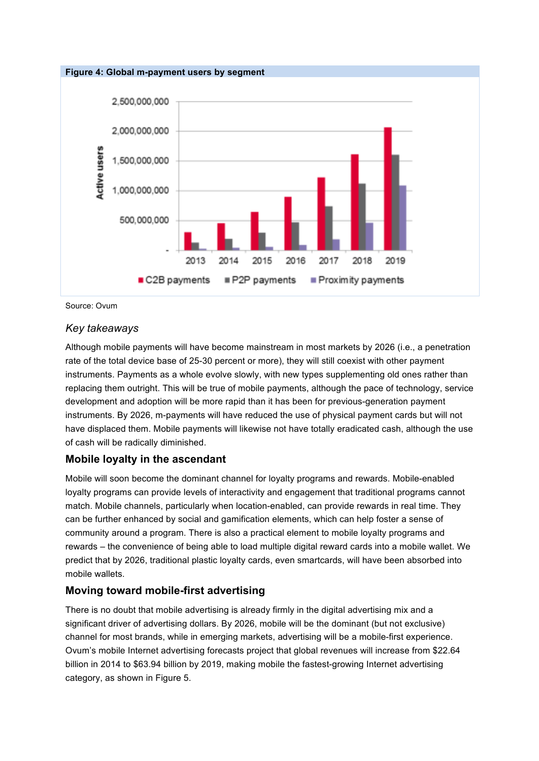**Figure 4: Global m-payment users by segment**

Source: Ovum

*Key takeaways*

Although mobile payments will have become mainstream in most markets by 2026 (i.e., a penetration rate of the total device base of 25-30 percent or more), they will still coexist with other payment instruments. Payments as a whole evolve slowly, with new types supplementing old ones rather than replacing them outright. This will be true of mobile payments, although the pace of technology, service development and adoption will be more rapid than it has been for previous-generation payment instruments. By 2026, m-payments will have reduced the use of physical payment cards but will not have displaced them. Mobile payments will likewise not have totally eradicated cash, although the use of cash will be radically diminished.

## Mobile loyalty in the ascendant

Mobile will soon become the dominant channel for loyalty programs and rewards. Mobile-enabled loyalty programs can provide levels of interactivity and engagement that traditional programs cannot match. Mobile channels, particularly when location-enabled, can provide rewards in real time. They can be further enhanced by social and gamification elements, which can help foster a sense of community around a program. There is also a practical element to mobile loyalty programs and rewards – the convenience of being able to load multiple digital reward cards into a mobile wallet. We predict that by 2026, traditional plastic loyalty cards, even smartcards, will have been absorbed into mobile wallets.

## Moving toward mobile-first advertising

There is no doubt that mobile advertising is already firmly in the digital advertising mix and a significant driver of advertising dollars. By 2026, mobile will be the dominant (but not exclusive) channel for most brands, while in emerging markets, advertising will be a mobile-first experience. Ovum's mobile Internet advertising forecasts project that global revenues will increase from $22.64 billion in 2014 to $63.94 billion by 2019, making mobile the fastest-growing Internet advertising category, as shown in Figure 5.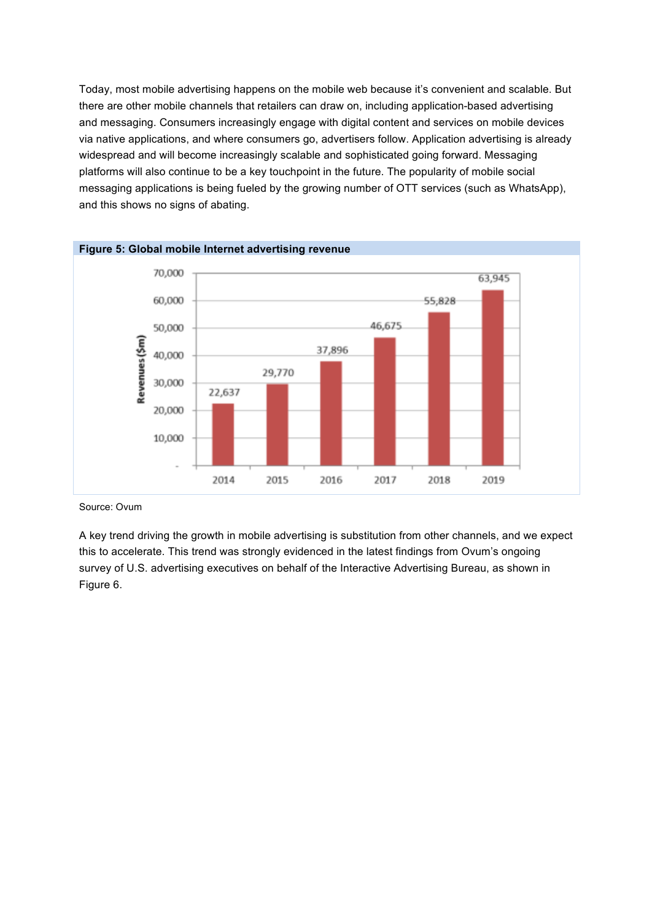Today, most mobile advertising happens on the mobile web because it's convenient and scalable. But there are other mobile channels that retailers can draw on, including application-based advertising and messaging. Consumers increasingly engage with digital content and services on mobile devices via native applications, and where consumers go, advertisers follow. Application advertising is already widespread and will become increasingly scalable and sophisticated going forward. Messaging platforms will also continue to be a key touchpoint in the future. The popularity of mobile social messaging applications is being fueled by the growing number of OTT services (such as WhatsApp), and this shows no signs of abating.

**Figure 5: Global mobile Internet advertising revenue**

| Year | Revenues ($m) |
| --- | --- |
| 2014 | 22,637 |
| 2015 | 29,770 |
| 2016 | 37,896 |
| 2017 | 46,675 |
| 2018 | 55,828 |
| 2019 | 63,945 |

Source: Ovum

A key trend driving the growth in mobile advertising is substitution from other channels, and we expect this to accelerate. This trend was strongly evidenced in the latest findings from Ovum's ongoing survey of U.S. advertising executives on behalf of the Interactive Advertising Bureau, as shown in Figure 6.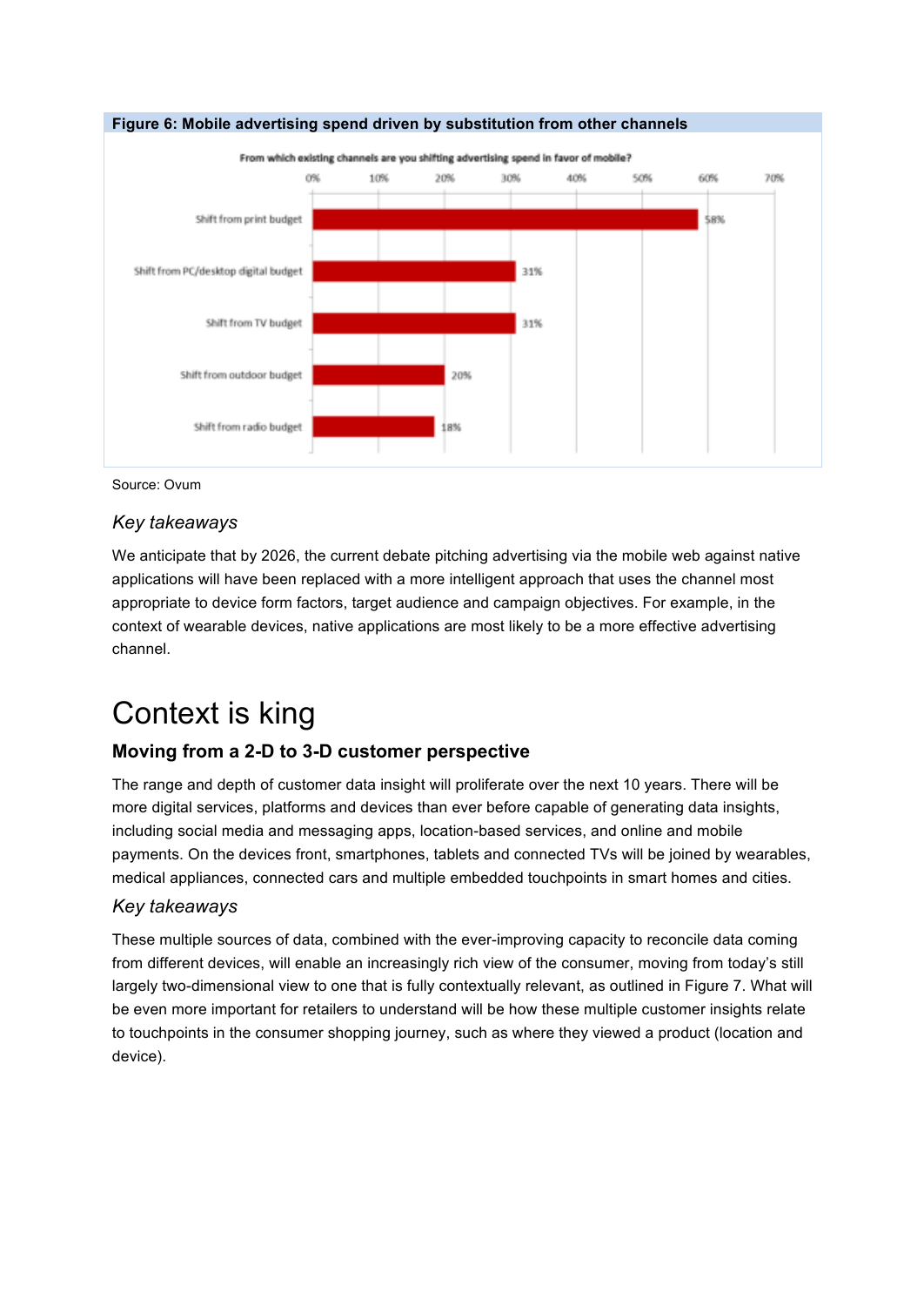**Figure 6: Mobile advertising spend driven by substitution from other channels**

From which existing channels are you shifting advertising spend in favor of mobile?

| Channel | Share |
|---|---|
| Shift from print budget | 58% |
| Shift from PC/desktop digital budget | 31% |
| Shift from TV budget | 31% |
| Shift from outdoor budget | 20% |
| Shift from radio budget | 18% |

Source: Ovum

### *Key takeaways*

We anticipate that by 2026, the current debate pitching advertising via the mobile web against native applications will have been replaced with a more intelligent approach that uses the channel most appropriate to device form factors, target audience and campaign objectives. For example, in the context of wearable devices, native applications are most likely to be a more effective advertising channel.

# Context is king

## Moving from a 2-D to 3-D customer perspective

The range and depth of customer data insight will proliferate over the next 10 years. There will be more digital services, platforms and devices than ever before capable of generating data insights, including social media and messaging apps, location-based services, and online and mobile payments. On the devices front, smartphones, tablets and connected TVs will be joined by wearables, medical appliances, connected cars and multiple embedded touchpoints in smart homes and cities.

### *Key takeaways*

These multiple sources of data, combined with the ever-improving capacity to reconcile data coming from different devices, will enable an increasingly rich view of the consumer, moving from today's still largely two-dimensional view to one that is fully contextually relevant, as outlined in Figure 7. What will be even more important for retailers to understand will be how these multiple customer insights relate to touchpoints in the consumer shopping journey, such as where they viewed a product (location and device).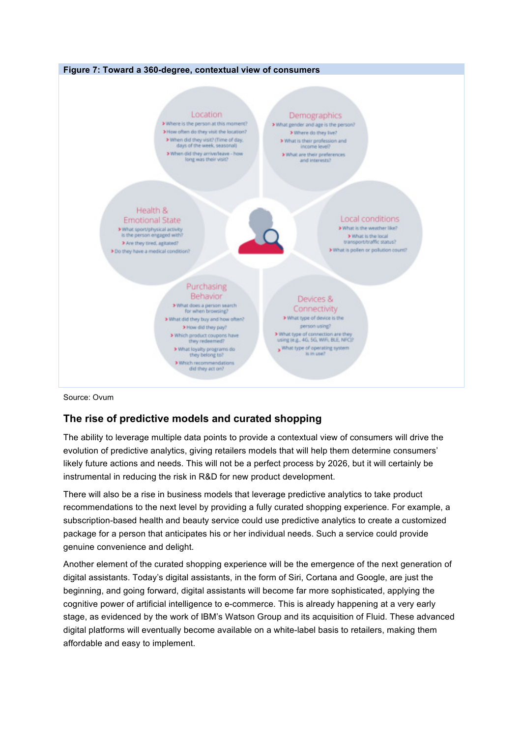**Figure 7: Toward a 360-degree, contextual view of consumers**

**Location**
- What is the person at this moment?
- How often do they visit the location?
- When did they visit? (Time of day, days of the week, seasonal)
- When did they arrive/leave - how long was their visit?

**Demographics**
- What gender and age is the person?
- Where do they live?
- What is their profession and income level?
- What are their preferences and interests?

**Health & Emotional State**
- What sport/physical activity is the person engaged with?
- Are they tired, agitated?
- Do they have a medical condition?

**Local conditions**
- What is the weather like?
- What is the local transport/traffic status?
- What is pollen or pollution count?

**Purchasing Behavior**
- What does a person search for when browsing?
- What did they buy and how often?
- How did they pay?
- Which product coupons have they redeemed?
- What loyalty programs do they belong to?
- Which recommendations did they act on?

**Devices & Connectivity**
- What type of device is the person using?
- What type of connection are they using (e.g., 4G, 5G, WiFi, BLE, NFC)?
- What type of operating system is in use?

Source: Ovum

## The rise of predictive models and curated shopping

The ability to leverage multiple data points to provide a contextual view of consumers will drive the evolution of predictive analytics, giving retailers models that will help them determine consumers' likely future actions and needs. This will not be a perfect process by 2026, but it will certainly be instrumental in reducing the risk in R&D for new product development.

There will also be a rise in business models that leverage predictive analytics to take product recommendations to the next level by providing a fully curated shopping experience. For example, a subscription-based health and beauty service could use predictive analytics to create a customized package for a person that anticipates his or her individual needs. Such a service could provide genuine convenience and delight.

Another element of the curated shopping experience will be the emergence of the next generation of digital assistants. Today's digital assistants, in the form of Siri, Cortana and Google, are just the beginning, and going forward, digital assistants will become far more sophisticated, applying the cognitive power of artificial intelligence to e-commerce. This is already happening at a very early stage, as evidenced by the work of IBM's Watson Group and its acquisition of Fluid. These advanced digital platforms will eventually become available on a white-label basis to retailers, making them affordable and easy to implement.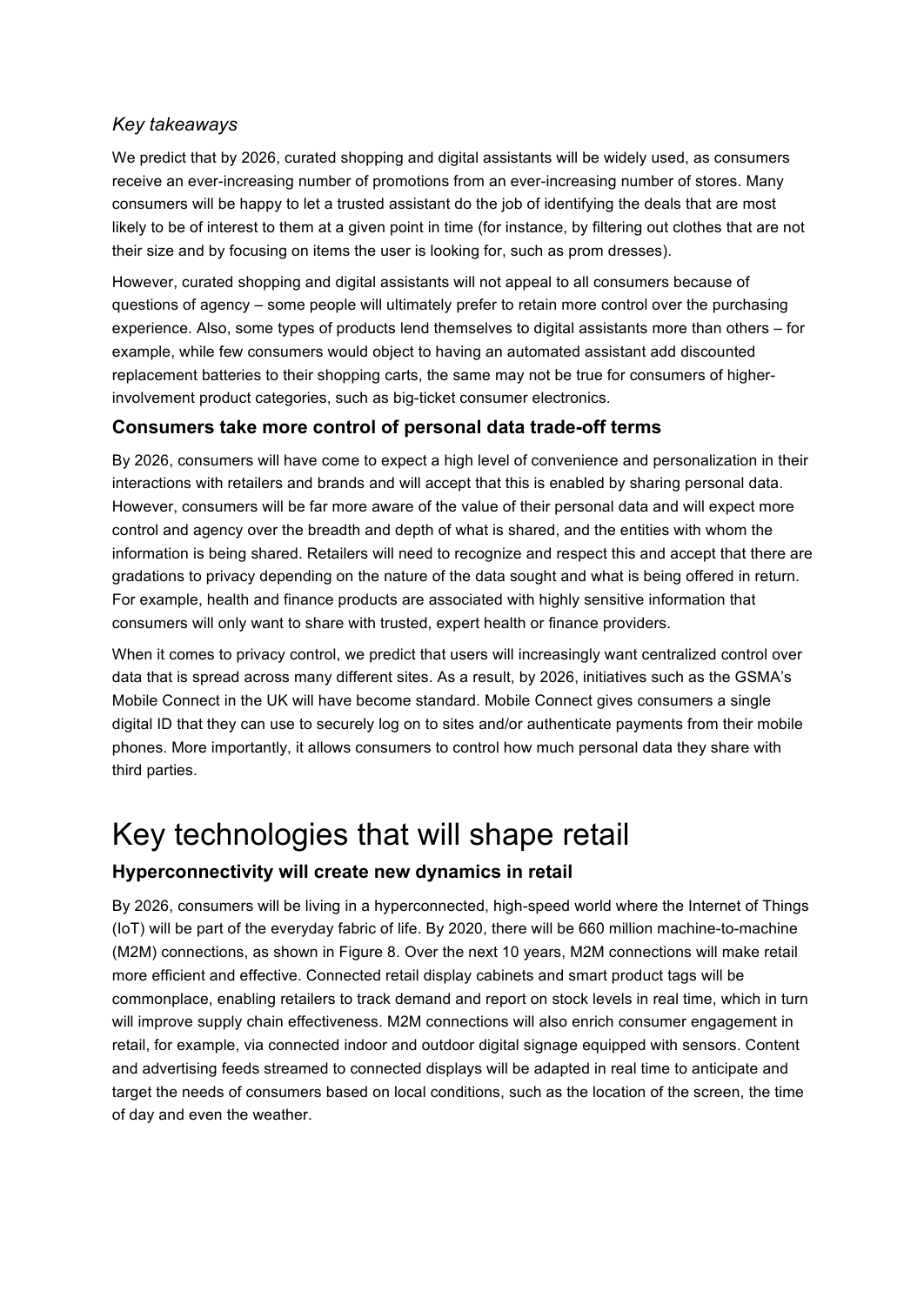### *Key takeaways*

We predict that by 2026, curated shopping and digital assistants will be widely used, as consumers receive an ever-increasing number of promotions from an ever-increasing number of stores. Many consumers will be happy to let a trusted assistant do the job of identifying the deals that are most likely to be of interest to them at a given point in time (for instance, by filtering out clothes that are not their size and by focusing on items the user is looking for, such as prom dresses).

However, curated shopping and digital assistants will not appeal to all consumers because of questions of agency – some people will ultimately prefer to retain more control over the purchasing experience. Also, some types of products lend themselves to digital assistants more than others – for example, while few consumers would object to having an automated assistant add discounted replacement batteries to their shopping carts, the same may not be true for consumers of higher-involvement product categories, such as big-ticket consumer electronics.

### Consumers take more control of personal data trade-off terms

By 2026, consumers will have come to expect a high level of convenience and personalization in their interactions with retailers and brands and will accept that this is enabled by sharing personal data. However, consumers will be far more aware of the value of their personal data and will expect more control and agency over the breadth and depth of what is shared, and the entities with whom the information is being shared. Retailers will need to recognize and respect this and accept that there are gradations to privacy depending on the nature of the data sought and what is being offered in return. For example, health and finance products are associated with highly sensitive information that consumers will only want to share with trusted, expert health or finance providers.

When it comes to privacy control, we predict that users will increasingly want centralized control over data that is spread across many different sites. As a result, by 2026, initiatives such as the GSMA's Mobile Connect in the UK will have become standard. Mobile Connect gives consumers a single digital ID that they can use to securely log on to sites and/or authenticate payments from their mobile phones. More importantly, it allows consumers to control how much personal data they share with third parties.

# Key technologies that will shape retail

### Hyperconnectivity will create new dynamics in retail

By 2026, consumers will be living in a hyperconnected, high-speed world where the Internet of Things (IoT) will be part of the everyday fabric of life. By 2020, there will be 660 million machine-to-machine (M2M) connections, as shown in Figure 8. Over the next 10 years, M2M connections will make retail more efficient and effective. Connected retail display cabinets and smart product tags will be commonplace, enabling retailers to track demand and report on stock levels in real time, which in turn will improve supply chain effectiveness. M2M connections will also enrich consumer engagement in retail, for example, via connected indoor and outdoor digital signage equipped with sensors. Content and advertising feeds streamed to connected displays will be adapted in real time to anticipate and target the needs of consumers based on local conditions, such as the location of the screen, the time of day and even the weather.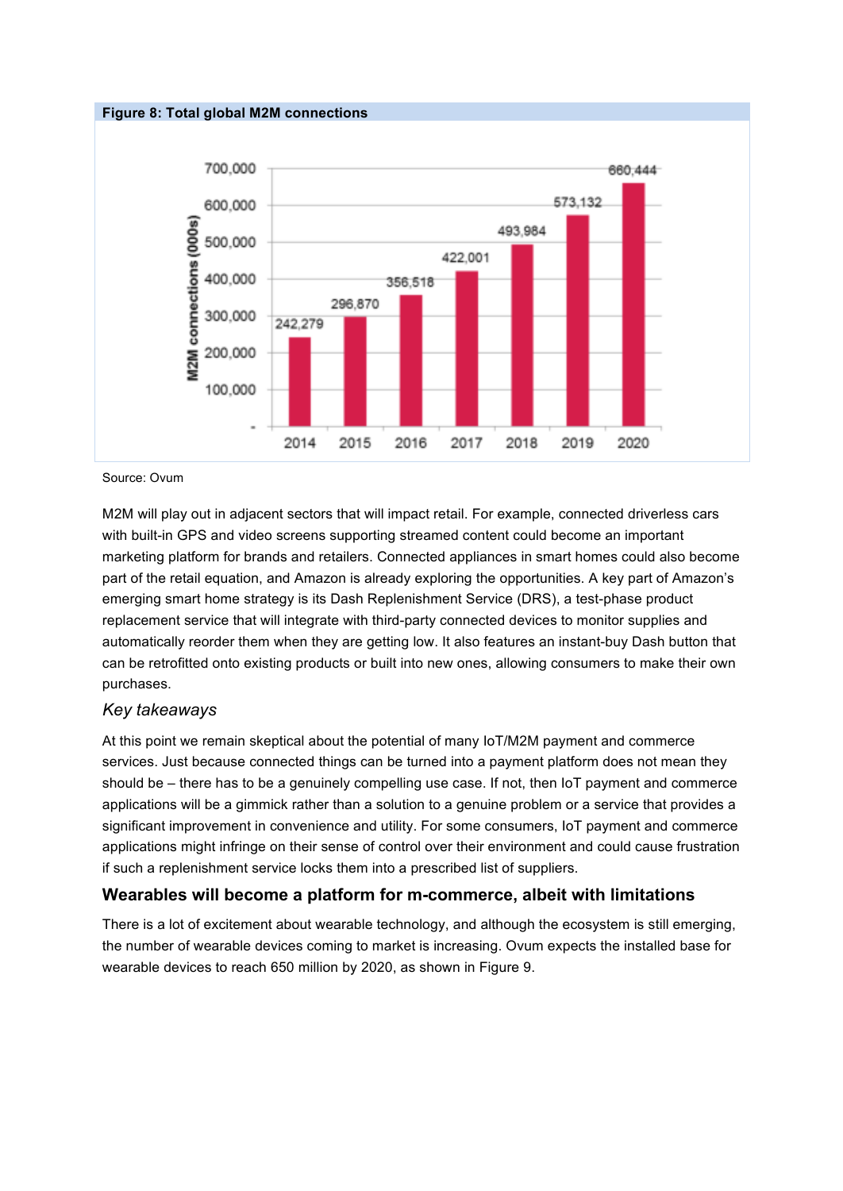**Figure 8: Total global M2M connections**

| Year | M2M connections (000s) |
|---|---|
| 2014 | 242,279 |
| 2015 | 296,870 |
| 2016 | 356,518 |
| 2017 | 422,001 |
| 2018 | 493,984 |
| 2019 | 573,132 |
| 2020 | 660,444 |

Source: Ovum

M2M will play out in adjacent sectors that will impact retail. For example, connected driverless cars with built-in GPS and video screens supporting streamed content could become an important marketing platform for brands and retailers. Connected appliances in smart homes could also become part of the retail equation, and Amazon is already exploring the opportunities. A key part of Amazon's emerging smart home strategy is its Dash Replenishment Service (DRS), a test-phase product replacement service that will integrate with third-party connected devices to monitor supplies and automatically reorder them when they are getting low. It also features an instant-buy Dash button that can be retrofitted onto existing products or built into new ones, allowing consumers to make their own purchases.

### *Key takeaways*

At this point we remain skeptical about the potential of many IoT/M2M payment and commerce services. Just because connected things can be turned into a payment platform does not mean they should be – there has to be a genuinely compelling use case. If not, then IoT payment and commerce applications will be a gimmick rather than a solution to a genuine problem or a service that provides a significant improvement in convenience and utility. For some consumers, IoT payment and commerce applications might infringe on their sense of control over their environment and could cause frustration if such a replenishment service locks them into a prescribed list of suppliers.

## Wearables will become a platform for m-commerce, albeit with limitations

There is a lot of excitement about wearable technology, and although the ecosystem is still emerging, the number of wearable devices coming to market is increasing. Ovum expects the installed base for wearable devices to reach 650 million by 2020, as shown in Figure 9.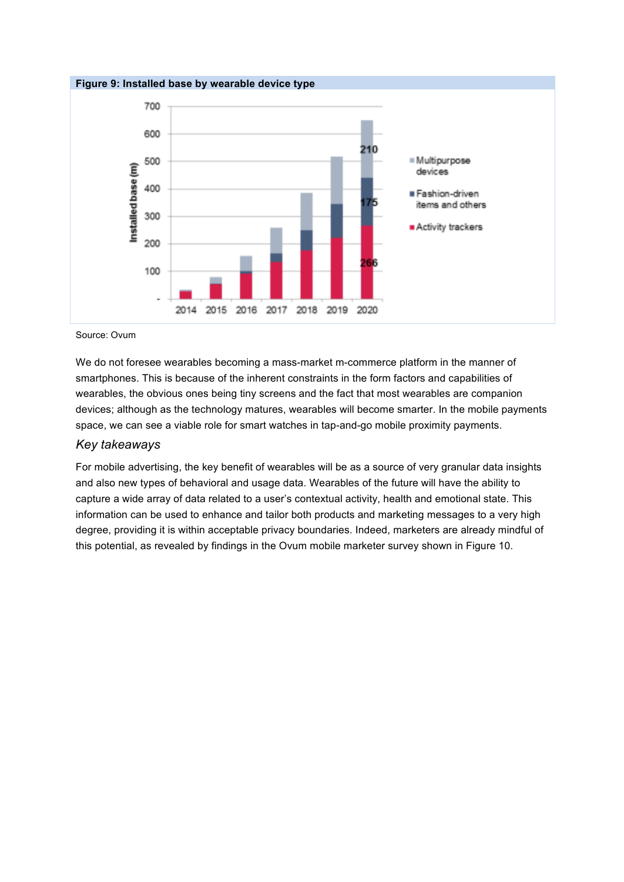**Figure 9: Installed base by wearable device type**

Source: Ovum

We do not foresee wearables becoming a mass-market m-commerce platform in the manner of smartphones. This is because of the inherent constraints in the form factors and capabilities of wearables, the obvious ones being tiny screens and the fact that most wearables are companion devices; although as the technology matures, wearables will become smarter. In the mobile payments space, we can see a viable role for smart watches in tap-and-go mobile proximity payments.

## *Key takeaways*

For mobile advertising, the key benefit of wearables will be as a source of very granular data insights and also new types of behavioral and usage data. Wearables of the future will have the ability to capture a wide array of data related to a user's contextual activity, health and emotional state. This information can be used to enhance and tailor both products and marketing messages to a very high degree, providing it is within acceptable privacy boundaries. Indeed, marketers are already mindful of this potential, as revealed by findings in the Ovum mobile marketer survey shown in Figure 10.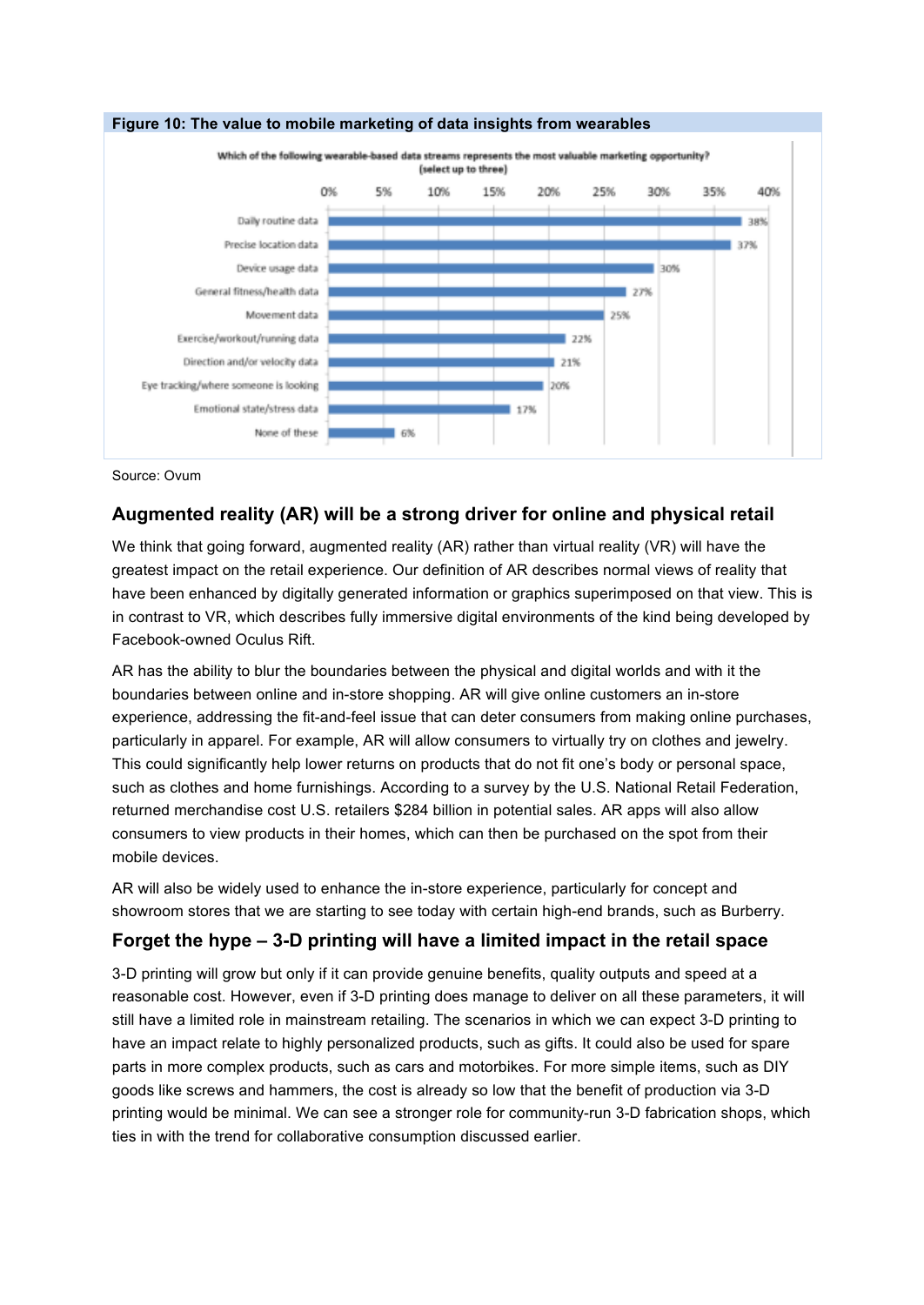**Figure 10: The value to mobile marketing of data insights from wearables**

Which of the following wearable-based data streams represents the most valuable marketing opportunity? (select up to three)

| Data stream | % |
|---|---|
| Daily routine data | 38% |
| Precise location data | 37% |
| Device usage data | 30% |
| General fitness/health data | 27% |
| Movement data | 25% |
| Exercise/workout/running data | 22% |
| Direction and/or velocity data | 21% |
| Eye tracking/where someone is looking | 20% |
| Emotional state/stress data | 17% |
| None of these | 6% |

Source: Ovum

## Augmented reality (AR) will be a strong driver for online and physical retail

We think that going forward, augmented reality (AR) rather than virtual reality (VR) will have the greatest impact on the retail experience. Our definition of AR describes normal views of reality that have been enhanced by digitally generated information or graphics superimposed on that view. This is in contrast to VR, which describes fully immersive digital environments of the kind being developed by Facebook-owned Oculus Rift.

AR has the ability to blur the boundaries between the physical and digital worlds and with it the boundaries between online and in-store shopping. AR will give online customers an in-store experience, addressing the fit-and-feel issue that can deter consumers from making online purchases, particularly in apparel. For example, AR will allow consumers to virtually try on clothes and jewelry. This could significantly help lower returns on products that do not fit one's body or personal space, such as clothes and home furnishings. According to a survey by the U.S. National Retail Federation, returned merchandise cost U.S. retailers $284 billion in potential sales. AR apps will also allow consumers to view products in their homes, which can then be purchased on the spot from their mobile devices.

AR will also be widely used to enhance the in-store experience, particularly for concept and showroom stores that we are starting to see today with certain high-end brands, such as Burberry.

## Forget the hype – 3-D printing will have a limited impact in the retail space

3-D printing will grow but only if it can provide genuine benefits, quality outputs and speed at a reasonable cost. However, even if 3-D printing does manage to deliver on all these parameters, it will still have a limited role in mainstream retailing. The scenarios in which we can expect 3-D printing to have an impact relate to highly personalized products, such as gifts. It could also be used for spare parts in more complex products, such as cars and motorbikes. For more simple items, such as DIY goods like screws and hammers, the cost is already so low that the benefit of production via 3-D printing would be minimal. We can see a stronger role for community-run 3-D fabrication shops, which ties in with the trend for collaborative consumption discussed earlier.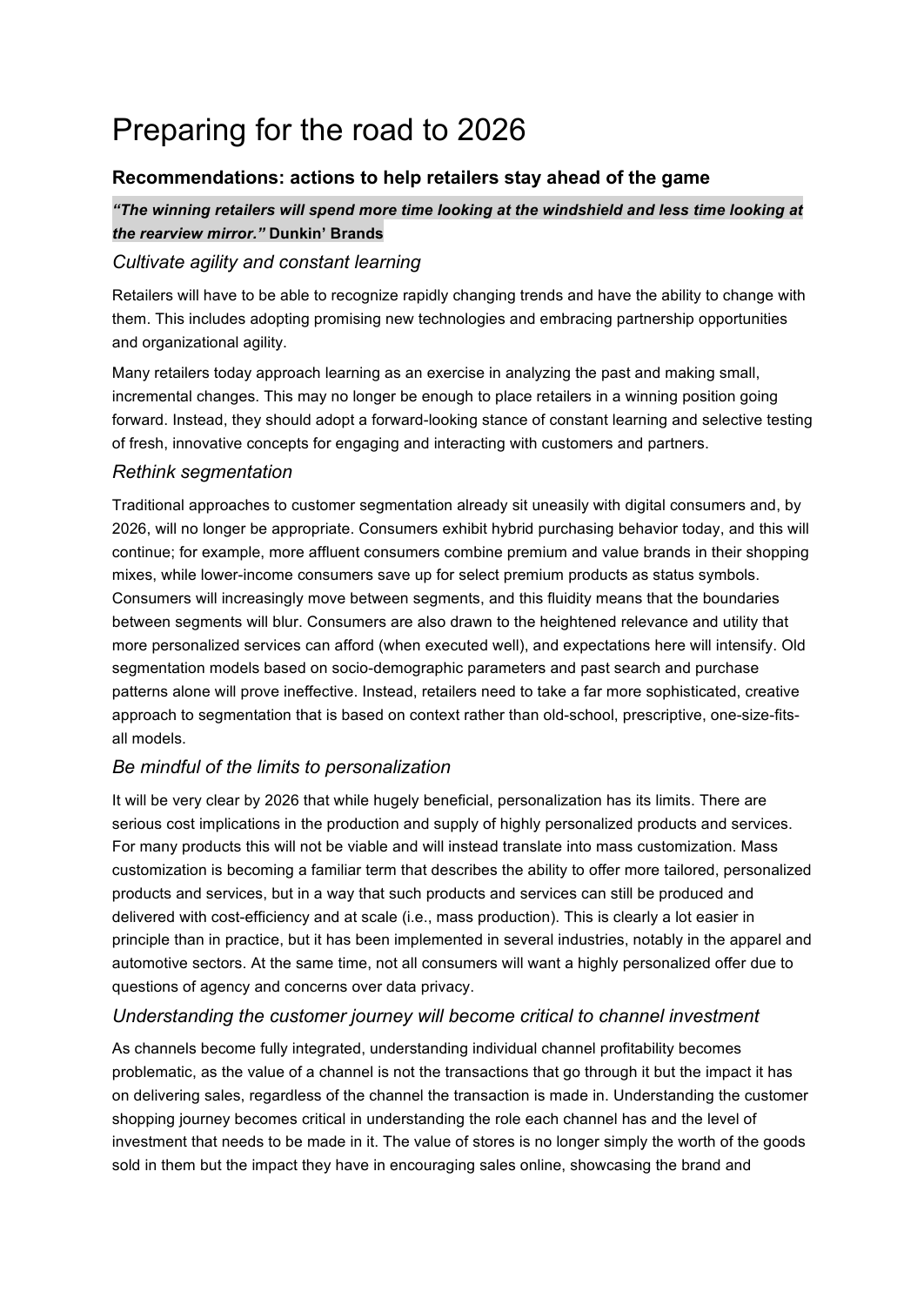# Preparing for the road to 2026

## Recommendations: actions to help retailers stay ahead of the game

***"The winning retailers will spend more time looking at the windshield and less time looking at the rearview mirror."*** **Dunkin' Brands**

### *Cultivate agility and constant learning*

Retailers will have to be able to recognize rapidly changing trends and have the ability to change with them. This includes adopting promising new technologies and embracing partnership opportunities and organizational agility.

Many retailers today approach learning as an exercise in analyzing the past and making small, incremental changes. This may no longer be enough to place retailers in a winning position going forward. Instead, they should adopt a forward-looking stance of constant learning and selective testing of fresh, innovative concepts for engaging and interacting with customers and partners.

### *Rethink segmentation*

Traditional approaches to customer segmentation already sit uneasily with digital consumers and, by 2026, will no longer be appropriate. Consumers exhibit hybrid purchasing behavior today, and this will continue; for example, more affluent consumers combine premium and value brands in their shopping mixes, while lower-income consumers save up for select premium products as status symbols. Consumers will increasingly move between segments, and this fluidity means that the boundaries between segments will blur. Consumers are also drawn to the heightened relevance and utility that more personalized services can afford (when executed well), and expectations here will intensify. Old segmentation models based on socio-demographic parameters and past search and purchase patterns alone will prove ineffective. Instead, retailers need to take a far more sophisticated, creative approach to segmentation that is based on context rather than old-school, prescriptive, one-size-fits-all models.

### *Be mindful of the limits to personalization*

It will be very clear by 2026 that while hugely beneficial, personalization has its limits. There are serious cost implications in the production and supply of highly personalized products and services. For many products this will not be viable and will instead translate into mass customization. Mass customization is becoming a familiar term that describes the ability to offer more tailored, personalized products and services, but in a way that such products and services can still be produced and delivered with cost-efficiency and at scale (i.e., mass production). This is clearly a lot easier in principle than in practice, but it has been implemented in several industries, notably in the apparel and automotive sectors. At the same time, not all consumers will want a highly personalized offer due to questions of agency and concerns over data privacy.

### *Understanding the customer journey will become critical to channel investment*

As channels become fully integrated, understanding individual channel profitability becomes problematic, as the value of a channel is not the transactions that go through it but the impact it has on delivering sales, regardless of the channel the transaction is made in. Understanding the customer shopping journey becomes critical in understanding the role each channel has and the level of investment that needs to be made in it. The value of stores is no longer simply the worth of the goods sold in them but the impact they have in encouraging sales online, showcasing the brand and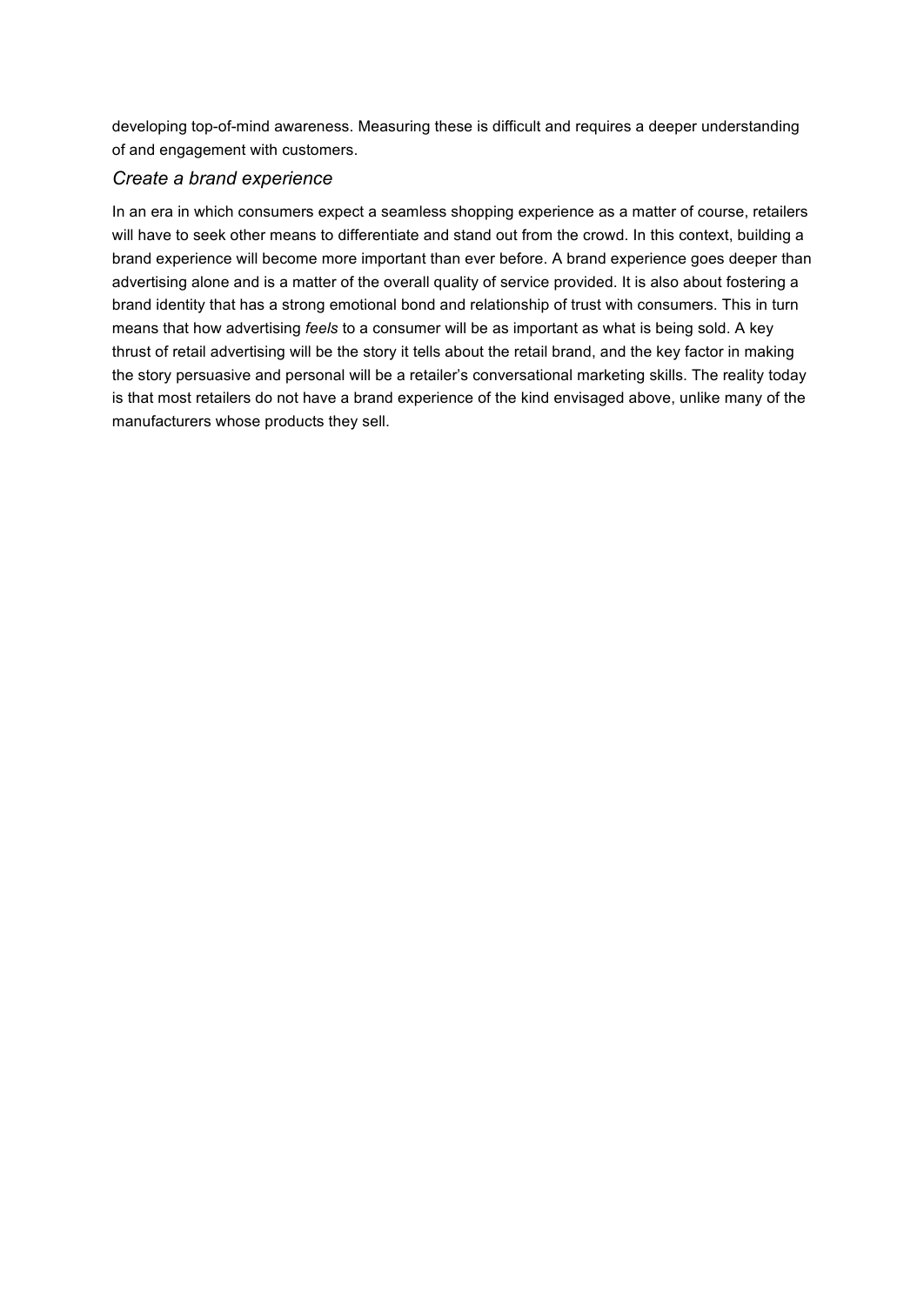developing top-of-mind awareness. Measuring these is difficult and requires a deeper understanding of and engagement with customers.

### *Create a brand experience*

In an era in which consumers expect a seamless shopping experience as a matter of course, retailers will have to seek other means to differentiate and stand out from the crowd. In this context, building a brand experience will become more important than ever before. A brand experience goes deeper than advertising alone and is a matter of the overall quality of service provided. It is also about fostering a brand identity that has a strong emotional bond and relationship of trust with consumers. This in turn means that how advertising *feels* to a consumer will be as important as what is being sold. A key thrust of retail advertising will be the story it tells about the retail brand, and the key factor in making the story persuasive and personal will be a retailer's conversational marketing skills. The reality today is that most retailers do not have a brand experience of the kind envisaged above, unlike many of the manufacturers whose products they sell.